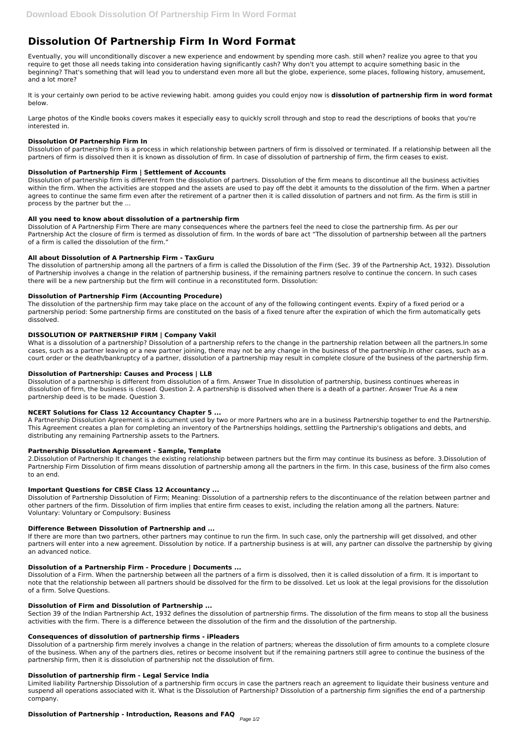# Dissolution Of Partnership Firm In Word Format

Eventually, you will unconditionally discover a new experience and endowment by spending more cash. still when? realize you agree to that you require to get those all needs taking into consideration having significantly cash? Why don't you attempt to acquire something basic in the beginning? That's something that will lead you to understand even more all but the globe, experience, some places, following history, amusement, and a lot more?

It is your certainly own period to be active reviewing habit. among guides you could enjoy now is **dissolution of partnership firm in word format** below.

Large photos of the Kindle books covers makes it especially easy to quickly scroll through and stop to read the descriptions of books that you're interested in.

### Dissolution Of Partnership Firm In

Dissolution of partnership firm is a process in which relationship between partners of firm is dissolved or terminated. If a relationship between all the partners of firm is dissolved then it is known as dissolution of firm. In case of dissolution of partnership of firm, the firm ceases to exist.

### Dissolution of Partnership Firm | Settlement of Accounts

Dissolution of partnership firm is different from the dissolution of partners. Dissolution of the firm means to discontinue all the business activities within the firm. When the activities are stopped and the assets are used to pay off the debt it amounts to the dissolution of the firm. When a partner agrees to continue the same firm even after the retirement of a partner then it is called dissolution of partners and not firm. As the firm is still in process by the partner but the ...

### All you need to know about dissolution of a partnership firm

Dissolution of A Partnership Firm There are many consequences where the partners feel the need to close the partnership firm. As per our Partnership Act the closure of firm is termed as dissolution of firm. In the words of bare act "The dissolution of partnership between all the partners of a firm is called the dissolution of the firm."

### All about Dissolution of A Partnership Firm - TaxGuru

The dissolution of partnership among all the partners of a firm is called the Dissolution of the Firm (Sec. 39 of the Partnership Act, 1932). Dissolution of Partnership involves a change in the relation of partnership business, if the remaining partners resolve to continue the concern. In such cases there will be a new partnership but the firm will continue in a reconstituted form. Dissolution:

### Dissolution of Partnership Firm (Accounting Procedure)

The dissolution of the partnership firm may take place on the account of any of the following contingent events. Expiry of a fixed period or a partnership period: Some partnership firms are constituted on the basis of a fixed tenure after the expiration of which the firm automatically gets dissolved.

### DISSOLUTION OF PARTNERSHIP FIRM | Company Vakil

What is a dissolution of a partnership? Dissolution of a partnership refers to the change in the partnership relation between all the partners.In some cases, such as a partner leaving or a new partner joining, there may not be any change in the business of the partnership.In other cases, such as a court order or the death/bankruptcy of a partner, dissolution of a partnership may result in complete closure of the business of the partnership firm.

### Dissolution of Partnership: Causes and Process | LLB

Dissolution of a partnership is different from dissolution of a firm. Answer True In dissolution of partnership, business continues whereas in dissolution of firm, the business is closed. Question 2. A partnership is dissolved when there is a death of a partner. Answer True As a new partnership deed is to be made. Question 3.

### NCERT Solutions for Class 12 Accountancy Chapter 5 ...

A Partnership Dissolution Agreement is a document used by two or more Partners who are in a business Partnership together to end the Partnership. This Agreement creates a plan for completing an inventory of the Partnerships holdings, settling the Partnership's obligations and debts, and distributing any remaining Partnership assets to the Partners.

### Partnership Dissolution Agreement - Sample, Template

2.Dissolution of Partnership It changes the existing relationship between partners but the firm may continue its business as before. 3.Dissolution of Partnership Firm Dissolution of firm means dissolution of partnership among all the partners in the firm. In this case, business of the firm also comes to an end.

### Important Questions for CBSE Class 12 Accountancy ...

Dissolution of Partnership Dissolution of Firm; Meaning: Dissolution of a partnership refers to the discontinuance of the relation between partner and other partners of the firm. Dissolution of firm implies that entire firm ceases to exist, including the relation among all the partners. Nature: Voluntary: Voluntary or Compulsory: Business

### Difference Between Dissolution of Partnership and ...

If there are more than two partners, other partners may continue to run the firm. In such case, only the partnership will get dissolved, and other partners will enter into a new agreement. Dissolution by notice. If a partnership business is at will, any partner can dissolve the partnership by giving an advanced notice.

### Dissolution of a Partnership Firm - Procedure | Documents ...

Dissolution of a Firm. When the partnership between all the partners of a firm is dissolved, then it is called dissolution of a firm. It is important to note that the relationship between all partners should be dissolved for the firm to be dissolved. Let us look at the legal provisions for the dissolution of a firm. Solve Questions.

### Dissolution of Firm and Dissolution of Partnership ...

Section 39 of the Indian Partnership Act, 1932 defines the dissolution of partnership firms. The dissolution of the firm means to stop all the business activities with the firm. There is a difference between the dissolution of the firm and the dissolution of the partnership.

### Consequences of dissolution of partnership firms - iPleaders

Dissolution of a partnership firm merely involves a change in the relation of partners; whereas the dissolution of firm amounts to a complete closure of the business. When any of the partners dies, retires or become insolvent but if the remaining partners still agree to continue the business of the partnership firm, then it is dissolution of partnership not the dissolution of firm.

### Dissolution of partnership firm - Legal Service India

Limited liability Partnership Dissolution of a partnership firm occurs in case the partners reach an agreement to liquidate their business venture and suspend all operations associated with it. What is the Dissolution of Partnership? Dissolution of a partnership firm signifies the end of a partnership company.

### Dissolution of Partnership - Introduction, Reasons and FAQ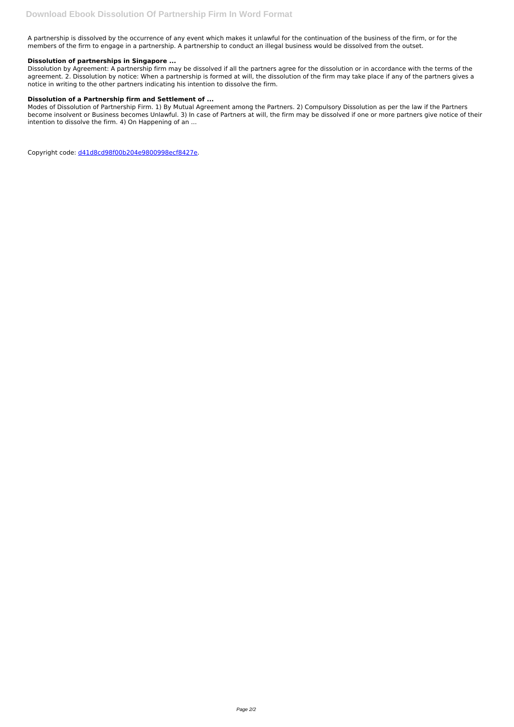A partnership is dissolved by the occurrence of any event which makes it unlawful for the continuation of the business of the firm, or for the members of the firm to engage in a partnership. A partnership to conduct an illegal business would be dissolved from the outset.

**Dissolution of partnerships in Singapore ...**

Dissolution by Agreement: A partnership firm may be dissolved if all the partners agree for the dissolution or in accordance with the terms of the agreement. 2. Dissolution by notice: When a partnership is formed at will, the dissolution of the firm may take place if any of the partners gives a notice in writing to the other partners indicating his intention to dissolve the firm.

**Dissolution of a Partnership firm and Settlement of ...**

Modes of Dissolution of Partnership Firm. 1) By Mutual Agreement among the Partners. 2) Compulsory Dissolution as per the law if the Partners become insolvent or Business becomes Unlawful. 3) In case of Partners at will, the firm may be dissolved if one or more partners give notice of their intention to dissolve the firm. 4) On Happening of an ...

Copyright code: d41d8cd98f00b204e9800998ecf8427e.